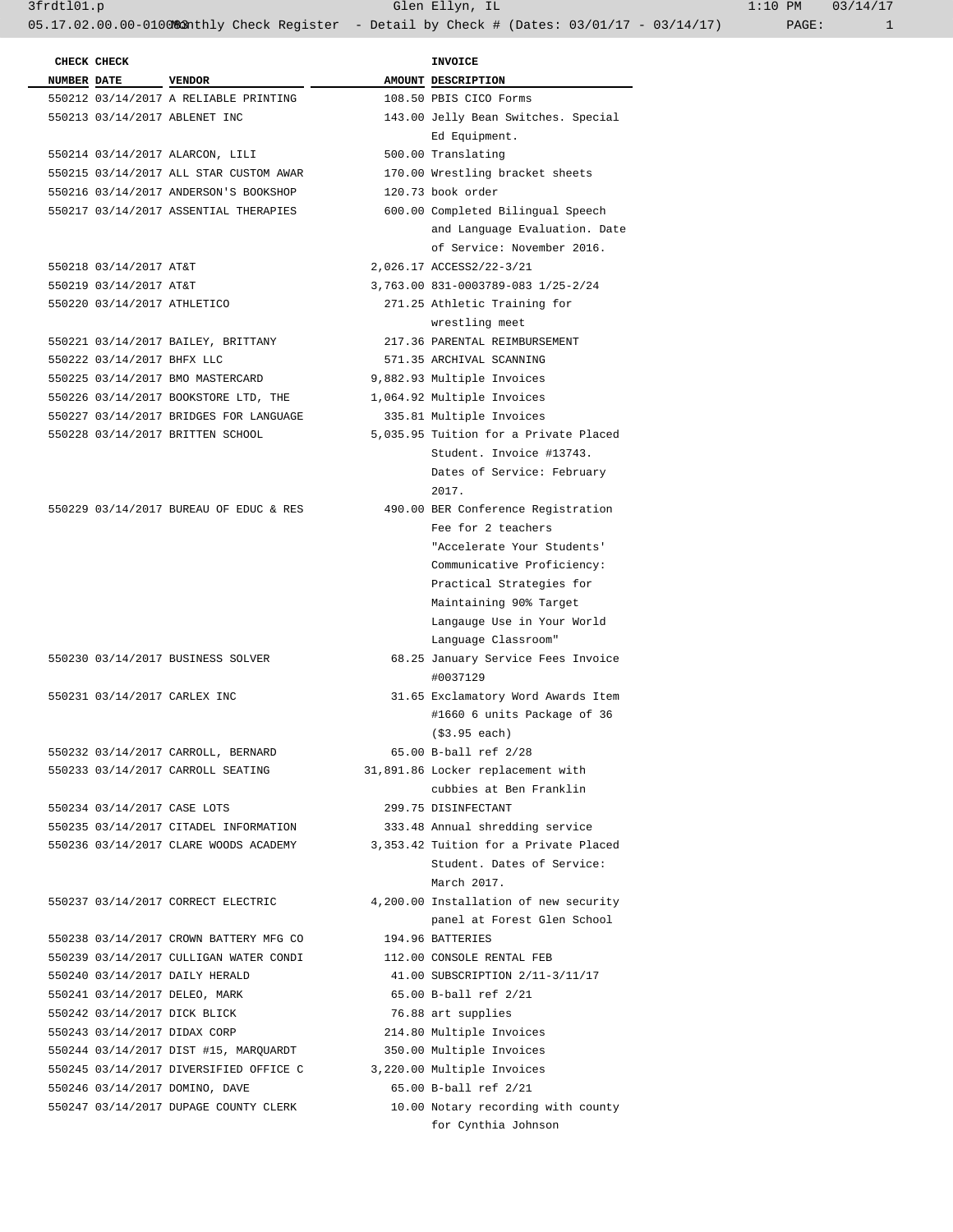| CHECK NUMBER | CHECK DATE | VENDOR | AMOUNT | INVOICE DESCRIPTION |
|---|---|---|---|---|
| 550212 | 03/14/2017 | A RELIABLE PRINTING | 108.50 | PBIS CICO Forms |
| 550213 | 03/14/2017 | ABLENET INC | 143.00 | Jelly Bean Switches. Special Ed Equipment. |
| 550214 | 03/14/2017 | ALARCON, LILI | 500.00 | Translating |
| 550215 | 03/14/2017 | ALL STAR CUSTOM AWAR | 170.00 | Wrestling bracket sheets |
| 550216 | 03/14/2017 | ANDERSON'S BOOKSHOP | 120.73 | book order |
| 550217 | 03/14/2017 | ASSENTIAL THERAPIES | 600.00 | Completed Bilingual Speech and Language Evaluation. Date of Service: November 2016. |
| 550218 | 03/14/2017 | AT&T | 2,026.17 | ACCESS2/22-3/21 |
| 550219 | 03/14/2017 | AT&T | 3,763.00 | 831-0003789-083 1/25-2/24 |
| 550220 | 03/14/2017 | ATHLETICO | 271.25 | Athletic Training for wrestling meet |
| 550221 | 03/14/2017 | BAILEY, BRITTANY | 217.36 | PARENTAL REIMBURSEMENT |
| 550222 | 03/14/2017 | BHFX LLC | 571.35 | ARCHIVAL SCANNING |
| 550225 | 03/14/2017 | BMO MASTERCARD | 9,882.93 | Multiple Invoices |
| 550226 | 03/14/2017 | BOOKSTORE LTD, THE | 1,064.92 | Multiple Invoices |
| 550227 | 03/14/2017 | BRIDGES FOR LANGUAGE | 335.81 | Multiple Invoices |
| 550228 | 03/14/2017 | BRITTEN SCHOOL | 5,035.95 | Tuition for a Private Placed Student. Invoice #13743. Dates of Service: February 2017. |
| 550229 | 03/14/2017 | BUREAU OF EDUC & RES | 490.00 | BER Conference Registration Fee for 2 teachers "Accelerate Your Students' Communicative Proficiency: Practical Strategies for Maintaining 90% Target Langauge Use in Your World Language Classroom" |
| 550230 | 03/14/2017 | BUSINESS SOLVER | 68.25 | January Service Fees Invoice #0037129 |
| 550231 | 03/14/2017 | CARLEX INC | 31.65 | Exclamatory Word Awards Item #1660 6 units Package of 36 ($3.95 each) |
| 550232 | 03/14/2017 | CARROLL, BERNARD | 65.00 | B-ball ref 2/28 |
| 550233 | 03/14/2017 | CARROLL SEATING | 31,891.86 | Locker replacement with cubbies at Ben Franklin |
| 550234 | 03/14/2017 | CASE LOTS | 299.75 | DISINFECTANT |
| 550235 | 03/14/2017 | CITADEL INFORMATION | 333.48 | Annual shredding service |
| 550236 | 03/14/2017 | CLARE WOODS ACADEMY | 3,353.42 | Tuition for a Private Placed Student. Dates of Service: March 2017. |
| 550237 | 03/14/2017 | CORRECT ELECTRIC | 4,200.00 | Installation of new security panel at Forest Glen School |
| 550238 | 03/14/2017 | CROWN BATTERY MFG CO | 194.96 | BATTERIES |
| 550239 | 03/14/2017 | CULLIGAN WATER CONDI | 112.00 | CONSOLE RENTAL FEB |
| 550240 | 03/14/2017 | DAILY HERALD | 41.00 | SUBSCRIPTION 2/11-3/11/17 |
| 550241 | 03/14/2017 | DELEO, MARK | 65.00 | B-ball ref 2/21 |
| 550242 | 03/14/2017 | DICK BLICK | 76.88 | art supplies |
| 550243 | 03/14/2017 | DIDAX CORP | 214.80 | Multiple Invoices |
| 550244 | 03/14/2017 | DIST #15, MARQUARDT | 350.00 | Multiple Invoices |
| 550245 | 03/14/2017 | DIVERSIFIED OFFICE C | 3,220.00 | Multiple Invoices |
| 550246 | 03/14/2017 | DOMINO, DAVE | 65.00 | B-ball ref 2/21 |
| 550247 | 03/14/2017 | DUPAGE COUNTY CLERK | 10.00 | Notary recording with county for Cynthia Johnson |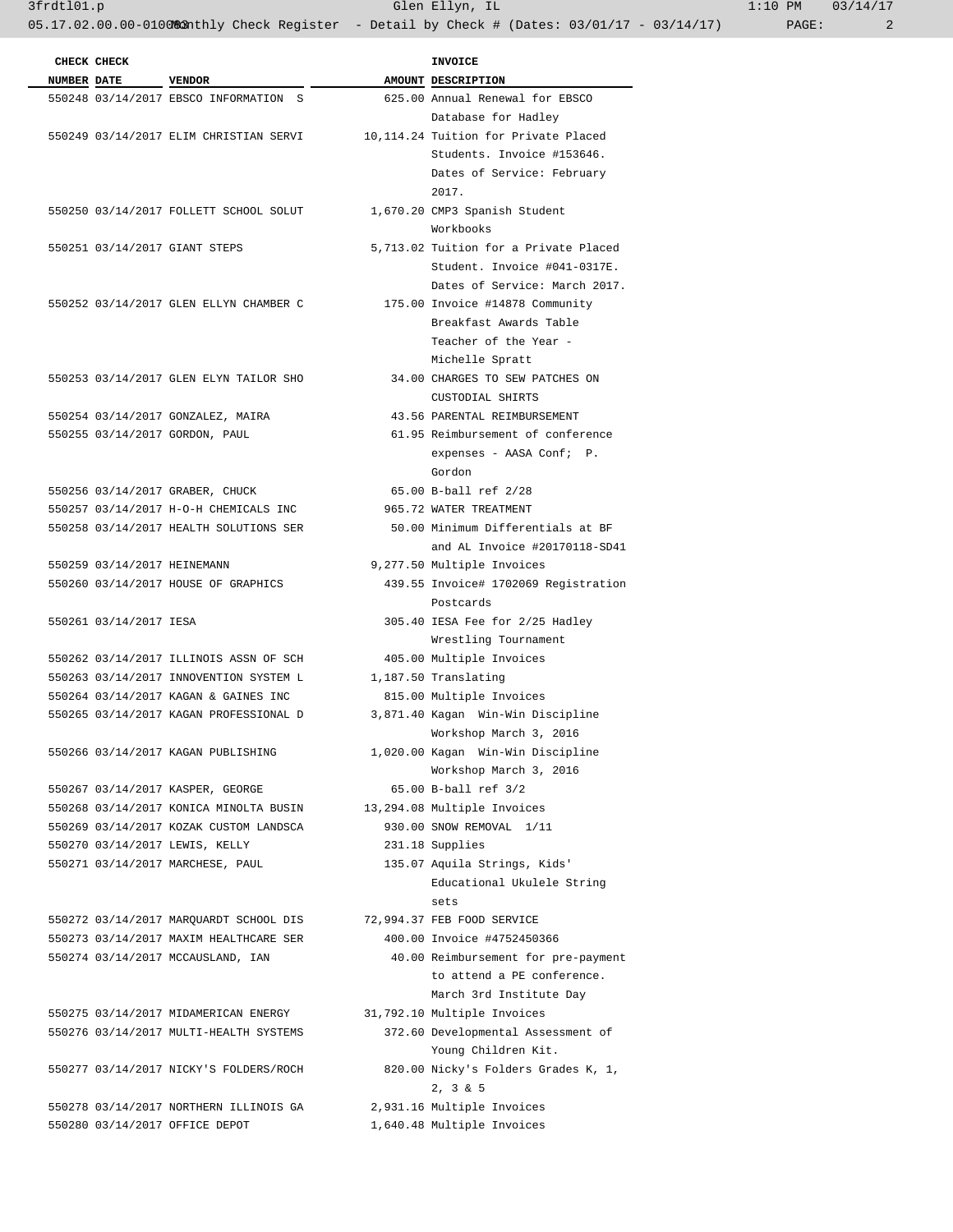| CHECK NUMBER | CHECK DATE | VENDOR | AMOUNT | INVOICE DESCRIPTION |
|---|---|---|---|---|
| 550248 | 03/14/2017 | EBSCO INFORMATION S | 625.00 | Annual Renewal for EBSCO Database for Hadley |
| 550249 | 03/14/2017 | ELIM CHRISTIAN SERVI | 10,114.24 | Tuition for Private Placed Students. Invoice #153646. Dates of Service: February 2017. |
| 550250 | 03/14/2017 | FOLLETT SCHOOL SOLUT | 1,670.20 | CMP3 Spanish Student Workbooks |
| 550251 | 03/14/2017 | GIANT STEPS | 5,713.02 | Tuition for a Private Placed Student. Invoice #041-0317E. Dates of Service: March 2017. |
| 550252 | 03/14/2017 | GLEN ELLYN CHAMBER C | 175.00 | Invoice #14878 Community Breakfast Awards Table Teacher of the Year - Michelle Spratt |
| 550253 | 03/14/2017 | GLEN ELYN TAILOR SHO | 34.00 | CHARGES TO SEW PATCHES ON CUSTODIAL SHIRTS |
| 550254 | 03/14/2017 | GONZALEZ, MAIRA | 43.56 | PARENTAL REIMBURSEMENT |
| 550255 | 03/14/2017 | GORDON, PAUL | 61.95 | Reimbursement of conference expenses - AASA Conf; P. Gordon |
| 550256 | 03/14/2017 | GRABER, CHUCK | 65.00 | B-ball ref 2/28 |
| 550257 | 03/14/2017 | H-O-H CHEMICALS INC | 965.72 | WATER TREATMENT |
| 550258 | 03/14/2017 | HEALTH SOLUTIONS SER | 50.00 | Minimum Differentials at BF and AL Invoice #20170118-SD41 |
| 550259 | 03/14/2017 | HEINEMANN | 9,277.50 | Multiple Invoices |
| 550260 | 03/14/2017 | HOUSE OF GRAPHICS | 439.55 | Invoice# 1702069 Registration Postcards |
| 550261 | 03/14/2017 | IESA | 305.40 | IESA Fee for 2/25 Hadley Wrestling Tournament |
| 550262 | 03/14/2017 | ILLINOIS ASSN OF SCH | 405.00 | Multiple Invoices |
| 550263 | 03/14/2017 | INNOVENTION SYSTEM L | 1,187.50 | Translating |
| 550264 | 03/14/2017 | KAGAN & GAINES INC | 815.00 | Multiple Invoices |
| 550265 | 03/14/2017 | KAGAN PROFESSIONAL D | 3,871.40 | Kagan Win-Win Discipline Workshop March 3, 2016 |
| 550266 | 03/14/2017 | KAGAN PUBLISHING | 1,020.00 | Kagan Win-Win Discipline Workshop March 3, 2016 |
| 550267 | 03/14/2017 | KASPER, GEORGE | 65.00 | B-ball ref 3/2 |
| 550268 | 03/14/2017 | KONICA MINOLTA BUSIN | 13,294.08 | Multiple Invoices |
| 550269 | 03/14/2017 | KOZAK CUSTOM LANDSCA | 930.00 | SNOW REMOVAL 1/11 |
| 550270 | 03/14/2017 | LEWIS, KELLY | 231.18 | Supplies |
| 550271 | 03/14/2017 | MARCHESE, PAUL | 135.07 | Aquila Strings, Kids' Educational Ukulele String sets |
| 550272 | 03/14/2017 | MARQUARDT SCHOOL DIS | 72,994.37 | FEB FOOD SERVICE |
| 550273 | 03/14/2017 | MAXIM HEALTHCARE SER | 400.00 | Invoice #4752450366 |
| 550274 | 03/14/2017 | MCCAUSLAND, IAN | 40.00 | Reimbursement for pre-payment to attend a PE conference. March 3rd Institute Day |
| 550275 | 03/14/2017 | MIDAMERICAN ENERGY | 31,792.10 | Multiple Invoices |
| 550276 | 03/14/2017 | MULTI-HEALTH SYSTEMS | 372.60 | Developmental Assessment of Young Children Kit. |
| 550277 | 03/14/2017 | NICKY'S FOLDERS/ROCH | 820.00 | Nicky's Folders Grades K, 1, 2, 3 & 5 |
| 550278 | 03/14/2017 | NORTHERN ILLINOIS GA | 2,931.16 | Multiple Invoices |
| 550280 | 03/14/2017 | OFFICE DEPOT | 1,640.48 | Multiple Invoices |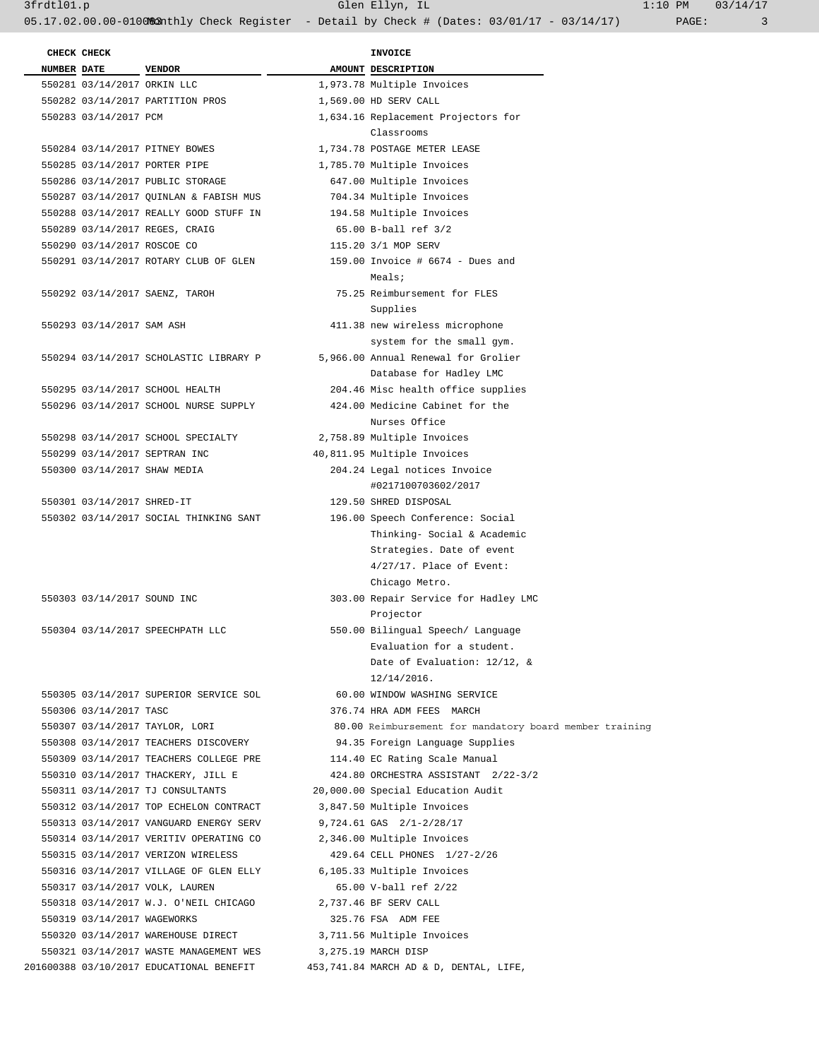| CHECK NUMBER | CHECK DATE | VENDOR | AMOUNT | INVOICE DESCRIPTION |
|---|---|---|---|---|
| 550281 | 03/14/2017 | ORKIN LLC | 1,973.78 | Multiple Invoices |
| 550282 | 03/14/2017 | PARTITION PROS | 1,569.00 | HD SERV CALL |
| 550283 | 03/14/2017 | PCM | 1,634.16 | Replacement Projectors for Classrooms |
| 550284 | 03/14/2017 | PITNEY BOWES | 1,734.78 | POSTAGE METER LEASE |
| 550285 | 03/14/2017 | PORTER PIPE | 1,785.70 | Multiple Invoices |
| 550286 | 03/14/2017 | PUBLIC STORAGE | 647.00 | Multiple Invoices |
| 550287 | 03/14/2017 | QUINLAN & FABISH MUS | 704.34 | Multiple Invoices |
| 550288 | 03/14/2017 | REALLY GOOD STUFF IN | 194.58 | Multiple Invoices |
| 550289 | 03/14/2017 | REGES, CRAIG | 65.00 | B-ball ref 3/2 |
| 550290 | 03/14/2017 | ROSCOE CO | 115.20 | 3/1 MOP SERV |
| 550291 | 03/14/2017 | ROTARY CLUB OF GLEN | 159.00 | Invoice # 6674 - Dues and Meals; |
| 550292 | 03/14/2017 | SAENZ, TAROH | 75.25 | Reimbursement for FLES Supplies |
| 550293 | 03/14/2017 | SAM ASH | 411.38 | new wireless microphone system for the small gym. |
| 550294 | 03/14/2017 | SCHOLASTIC LIBRARY P | 5,966.00 | Annual Renewal for Grolier Database for Hadley LMC |
| 550295 | 03/14/2017 | SCHOOL HEALTH | 204.46 | Misc health office supplies |
| 550296 | 03/14/2017 | SCHOOL NURSE SUPPLY | 424.00 | Medicine Cabinet for the Nurses Office |
| 550298 | 03/14/2017 | SCHOOL SPECIALTY | 2,758.89 | Multiple Invoices |
| 550299 | 03/14/2017 | SEPTRAN INC | 40,811.95 | Multiple Invoices |
| 550300 | 03/14/2017 | SHAW MEDIA | 204.24 | Legal notices Invoice #0217100703602/2017 |
| 550301 | 03/14/2017 | SHRED-IT | 129.50 | SHRED DISPOSAL |
| 550302 | 03/14/2017 | SOCIAL THINKING SANT | 196.00 | Speech Conference: Social Thinking- Social & Academic Strategies. Date of event 4/27/17. Place of Event: Chicago Metro. |
| 550303 | 03/14/2017 | SOUND INC | 303.00 | Repair Service for Hadley LMC Projector |
| 550304 | 03/14/2017 | SPEECHPATH LLC | 550.00 | Bilingual Speech/ Language Evaluation for a student. Date of Evaluation: 12/12, & 12/14/2016. |
| 550305 | 03/14/2017 | SUPERIOR SERVICE SOL | 60.00 | WINDOW WASHING SERVICE |
| 550306 | 03/14/2017 | TASC | 376.74 | HRA ADM FEES MARCH |
| 550307 | 03/14/2017 | TAYLOR, LORI | 80.00 | Reimbursement for mandatory board member training |
| 550308 | 03/14/2017 | TEACHERS DISCOVERY | 94.35 | Foreign Language Supplies |
| 550309 | 03/14/2017 | TEACHERS COLLEGE PRE | 114.40 | EC Rating Scale Manual |
| 550310 | 03/14/2017 | THACKERY, JILL E | 424.80 | ORCHESTRA ASSISTANT 2/22-3/2 |
| 550311 | 03/14/2017 | TJ CONSULTANTS | 20,000.00 | Special Education Audit |
| 550312 | 03/14/2017 | TOP ECHELON CONTRACT | 3,847.50 | Multiple Invoices |
| 550313 | 03/14/2017 | VANGUARD ENERGY SERV | 9,724.61 | GAS 2/1-2/28/17 |
| 550314 | 03/14/2017 | VERITIV OPERATING CO | 2,346.00 | Multiple Invoices |
| 550315 | 03/14/2017 | VERIZON WIRELESS | 429.64 | CELL PHONES 1/27-2/26 |
| 550316 | 03/14/2017 | VILLAGE OF GLEN ELLY | 6,105.33 | Multiple Invoices |
| 550317 | 03/14/2017 | VOLK, LAUREN | 65.00 | V-ball ref 2/22 |
| 550318 | 03/14/2017 | W.J. O'NEIL CHICAGO | 2,737.46 | BF SERV CALL |
| 550319 | 03/14/2017 | WAGEWORKS | 325.76 | FSA ADM FEE |
| 550320 | 03/14/2017 | WAREHOUSE DIRECT | 3,711.56 | Multiple Invoices |
| 550321 | 03/14/2017 | WASTE MANAGEMENT WES | 3,275.19 | MARCH DISP |
| 201600388 | 03/10/2017 | EDUCATIONAL BENEFIT | 453,741.84 | MARCH AD & D, DENTAL, LIFE, |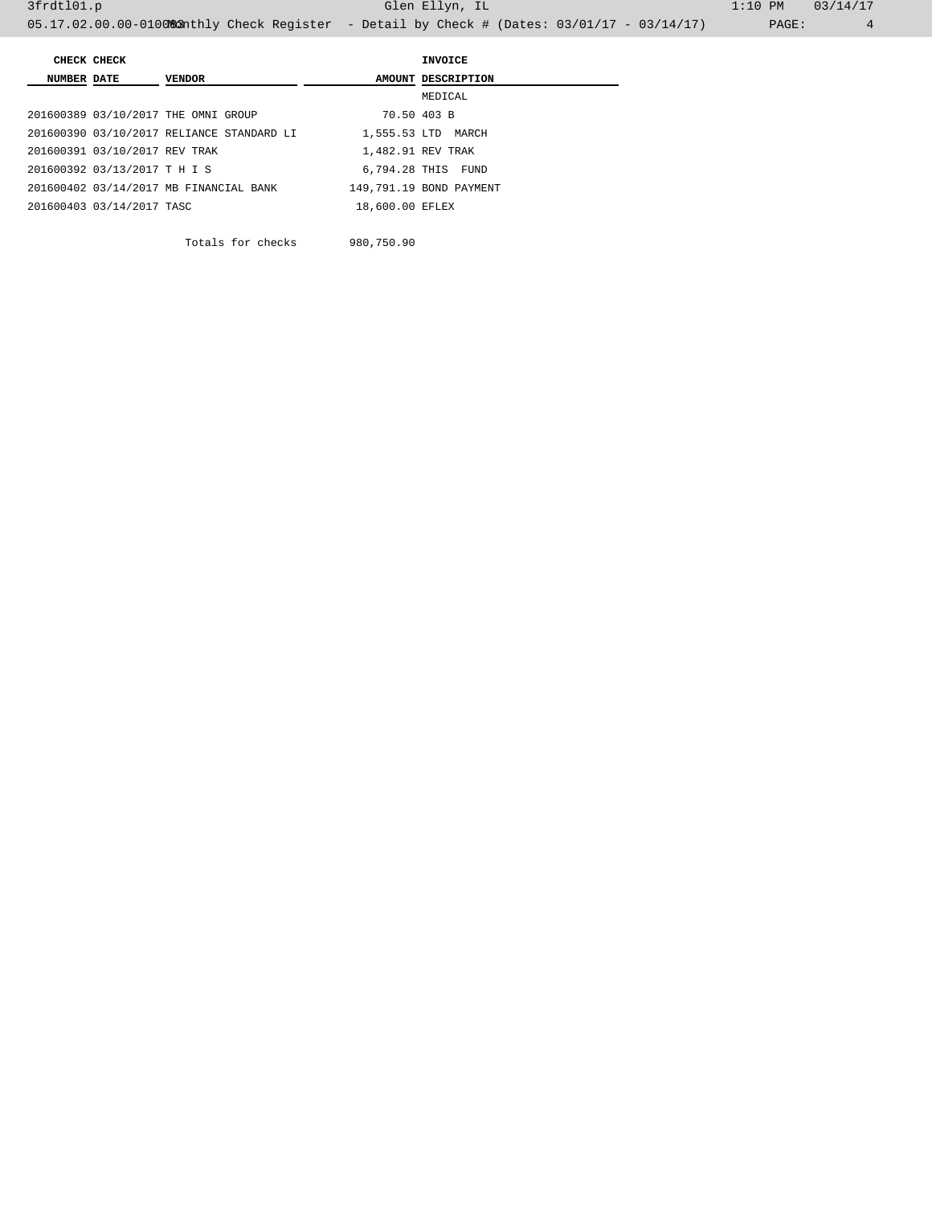| CHECK NUMBER | CHECK DATE | VENDOR | AMOUNT | INVOICE DESCRIPTION |
|---|---|---|---|---|
| | | | | MEDICAL |
| 201600389 | 03/10/2017 | THE OMNI GROUP | 70.50 | 403 B |
| 201600390 | 03/10/2017 | RELIANCE STANDARD LI | 1,555.53 | LTD MARCH |
| 201600391 | 03/10/2017 | REV TRAK | 1,482.91 | REV TRAK |
| 201600392 | 03/13/2017 | T H I S | 6,794.28 | THIS FUND |
| 201600402 | 03/14/2017 | MB FINANCIAL BANK | 149,791.19 | BOND PAYMENT |
| 201600403 | 03/14/2017 | TASC | 18,600.00 | EFLEX |
| | | Totals for checks | 980,750.90 | |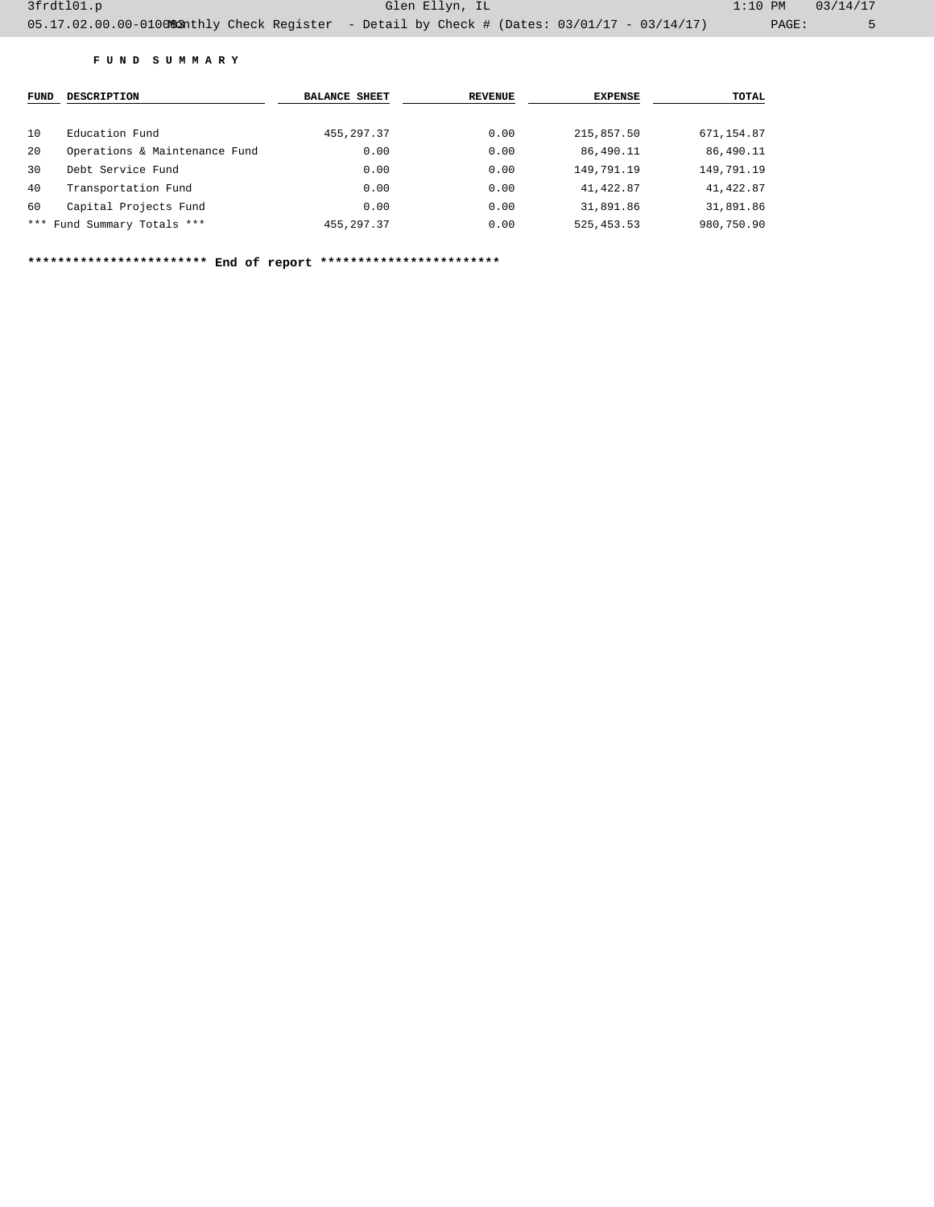**F U N D   S U M M A R Y**

| FUND | DESCRIPTION | BALANCE SHEET | REVENUE | EXPENSE | TOTAL |
|---|---|---|---|---|---|
| 10 | Education Fund | 455,297.37 | 0.00 | 215,857.50 | 671,154.87 |
| 20 | Operations & Maintenance Fund | 0.00 | 0.00 | 86,490.11 | 86,490.11 |
| 30 | Debt Service Fund | 0.00 | 0.00 | 149,791.19 | 149,791.19 |
| 40 | Transportation Fund | 0.00 | 0.00 | 41,422.87 | 41,422.87 |
| 60 | Capital Projects Fund | 0.00 | 0.00 | 31,891.86 | 31,891.86 |
| *** Fund Summary Totals *** | | 455,297.37 | 0.00 | 525,453.53 | 980,750.90 |

************************ **End of report** ************************